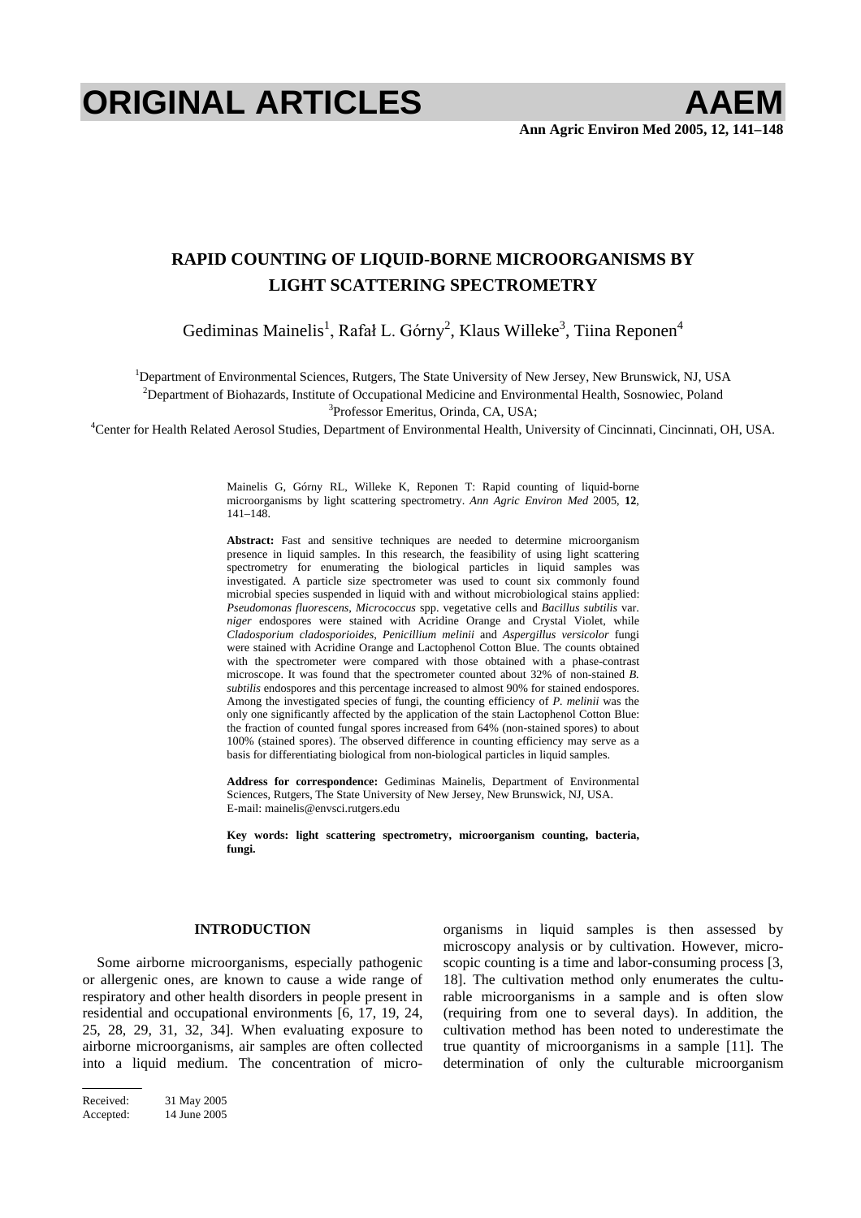# RAPID COUNTING OF LIQUID-BORNE MICROORGANISMS BY LIGHT SCATTERING SPECTROMETRY

Gediminas Mainelis[1], Rafał L. Górny[2], Klaus Willeke[3], Tiina Reponen[4]

[1]Department of Environmental Sciences, Rutgers, The State University of New Jersey, New Brunswick, NJ, USA
[2]Department of Biohazards, Institute of Occupational Medicine and Environmental Health, Sosnowiec, Poland
[3]Professor Emeritus, Orinda, CA, USA;
[4]Center for Health Related Aerosol Studies, Department of Environmental Health, University of Cincinnati, Cincinnati, OH, USA.

Mainelis G, Górny RL, Willeke K, Reponen T: Rapid counting of liquid-borne microorganisms by light scattering spectrometry. *Ann Agric Environ Med* 2005, **12**, 141–148.

**Abstract:** Fast and sensitive techniques are needed to determine microorganism presence in liquid samples. In this research, the feasibility of using light scattering spectrometry for enumerating the biological particles in liquid samples was investigated. A particle size spectrometer was used to count six commonly found microbial species suspended in liquid with and without microbiological stains applied: *Pseudomonas fluorescens*, *Micrococcus* spp. vegetative cells and *Bacillus subtilis* var. *niger* endospores were stained with Acridine Orange and Crystal Violet, while *Cladosporium cladosporioides*, *Penicillium melinii* and *Aspergillus versicolor* fungi were stained with Acridine Orange and Lactophenol Cotton Blue. The counts obtained with the spectrometer were compared with those obtained with a phase-contrast microscope. It was found that the spectrometer counted about 32% of non-stained *B. subtilis* endospores and this percentage increased to almost 90% for stained endospores. Among the investigated species of fungi, the counting efficiency of *P. melinii* was the only one significantly affected by the application of the stain Lactophenol Cotton Blue: the fraction of counted fungal spores increased from 64% (non-stained spores) to about 100% (stained spores). The observed difference in counting efficiency may serve as a basis for differentiating biological from non-biological particles in liquid samples.

**Address for correspondence:** Gediminas Mainelis, Department of Environmental Sciences, Rutgers, The State University of New Jersey, New Brunswick, NJ, USA. E-mail: mainelis@envsci.rutgers.edu

**Key words: light scattering spectrometry, microorganism counting, bacteria, fungi.**

## INTRODUCTION

Some airborne microorganisms, especially pathogenic or allergenic ones, are known to cause a wide range of respiratory and other health disorders in people present in residential and occupational environments [6, 17, 19, 24, 25, 28, 29, 31, 32, 34]. When evaluating exposure to airborne microorganisms, air samples are often collected into a liquid medium. The concentration of microorganisms in liquid samples is then assessed by microscopy analysis or by cultivation. However, microscopic counting is a time and labor-consuming process [3, 18]. The cultivation method only enumerates the culturable microorganisms in a sample and is often slow (requiring from one to several days). In addition, the cultivation method has been noted to underestimate the true quantity of microorganisms in a sample [11]. The determination of only the culturable microorganism

Received: 31 May 2005
Accepted: 14 June 2005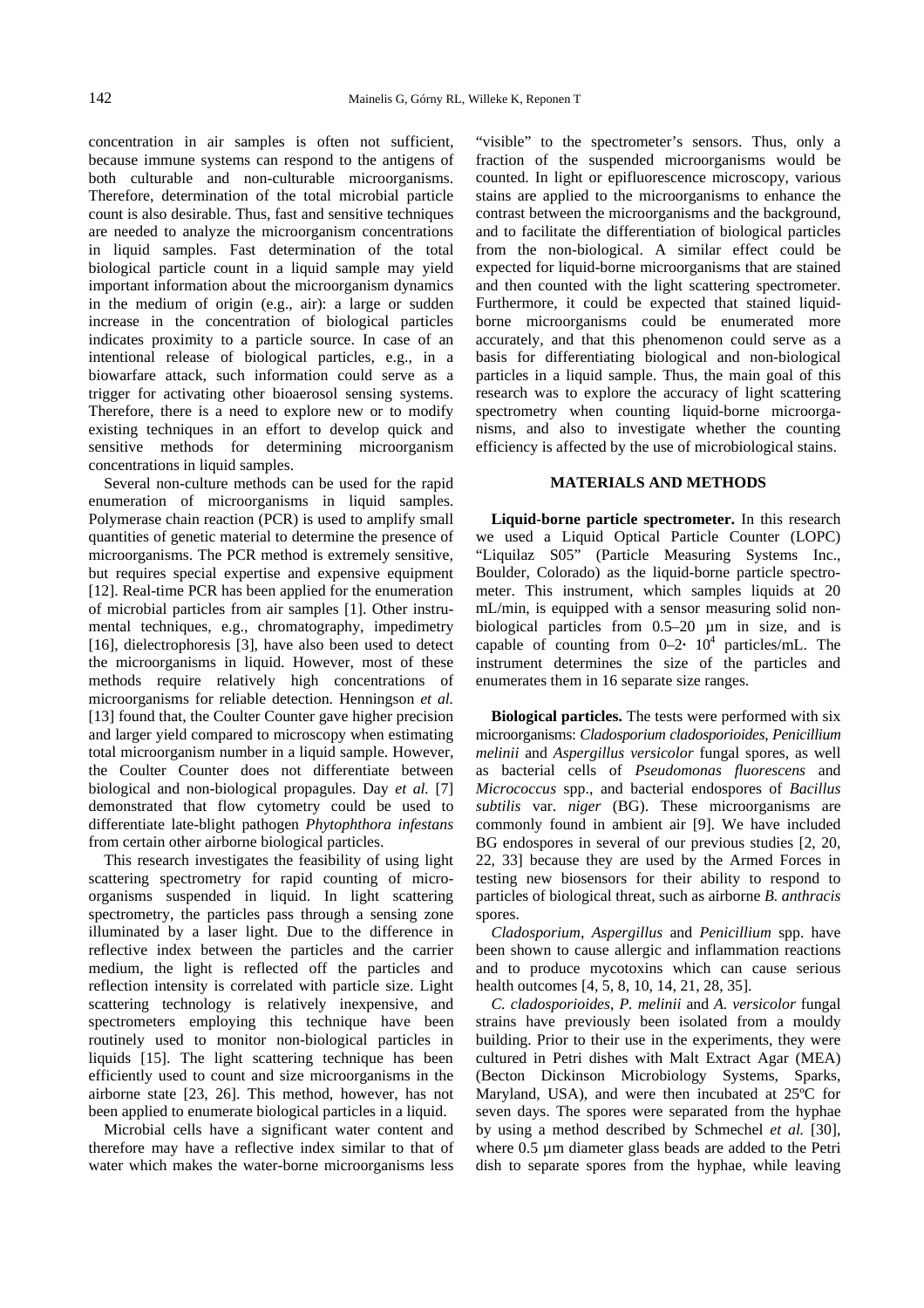concentration in air samples is often not sufficient, because immune systems can respond to the antigens of both culturable and non-culturable microorganisms. Therefore, determination of the total microbial particle count is also desirable. Thus, fast and sensitive techniques are needed to analyze the microorganism concentrations in liquid samples. Fast determination of the total biological particle count in a liquid sample may yield important information about the microorganism dynamics in the medium of origin (e.g., air): a large or sudden increase in the concentration of biological particles indicates proximity to a particle source. In case of an intentional release of biological particles, e.g., in a biowarfare attack, such information could serve as a trigger for activating other bioaerosol sensing systems. Therefore, there is a need to explore new or to modify existing techniques in an effort to develop quick and sensitive methods for determining microorganism concentrations in liquid samples.

Several non-culture methods can be used for the rapid enumeration of microorganisms in liquid samples. Polymerase chain reaction (PCR) is used to amplify small quantities of genetic material to determine the presence of microorganisms. The PCR method is extremely sensitive, but requires special expertise and expensive equipment [12]. Real-time PCR has been applied for the enumeration of microbial particles from air samples [1]. Other instrumental techniques, e.g., chromatography, impedimetry [16], dielectrophoresis [3], have also been used to detect the microorganisms in liquid. However, most of these methods require relatively high concentrations of microorganisms for reliable detection. Henningson *et al.* [13] found that, the Coulter Counter gave higher precision and larger yield compared to microscopy when estimating total microorganism number in a liquid sample. However, the Coulter Counter does not differentiate between biological and non-biological propagules. Day *et al.* [7] demonstrated that flow cytometry could be used to differentiate late-blight pathogen *Phytophthora infestans* from certain other airborne biological particles.

This research investigates the feasibility of using light scattering spectrometry for rapid counting of microorganisms suspended in liquid. In light scattering spectrometry, the particles pass through a sensing zone illuminated by a laser light. Due to the difference in reflective index between the particles and the carrier medium, the light is reflected off the particles and reflection intensity is correlated with particle size. Light scattering technology is relatively inexpensive, and spectrometers employing this technique have been routinely used to monitor non-biological particles in liquids [15]. The light scattering technique has been efficiently used to count and size microorganisms in the airborne state [23, 26]. This method, however, has not been applied to enumerate biological particles in a liquid.

Microbial cells have a significant water content and therefore may have a reflective index similar to that of water which makes the water-borne microorganisms less "visible" to the spectrometer's sensors. Thus, only a fraction of the suspended microorganisms would be counted. In light or epifluorescence microscopy, various stains are applied to the microorganisms to enhance the contrast between the microorganisms and the background, and to facilitate the differentiation of biological particles from the non-biological. A similar effect could be expected for liquid-borne microorganisms that are stained and then counted with the light scattering spectrometer. Furthermore, it could be expected that stained liquid-borne microorganisms could be enumerated more accurately, and that this phenomenon could serve as a basis for differentiating biological and non-biological particles in a liquid sample. Thus, the main goal of this research was to explore the accuracy of light scattering spectrometry when counting liquid-borne microorganisms, and also to investigate whether the counting efficiency is affected by the use of microbiological stains.

## MATERIALS AND METHODS

**Liquid-borne particle spectrometer.** In this research we used a Liquid Optical Particle Counter (LOPC) "Liquilaz S05" (Particle Measuring Systems Inc., Boulder, Colorado) as the liquid-borne particle spectrometer. This instrument, which samples liquids at 20 mL/min, is equipped with a sensor measuring solid non-biological particles from 0.5–20 µm in size, and is capable of counting from $0–2 \cdot 10^4$ particles/mL. The instrument determines the size of the particles and enumerates them in 16 separate size ranges.

**Biological particles.** The tests were performed with six microorganisms: *Cladosporium cladosporioides*, *Penicillium melinii* and *Aspergillus versicolor* fungal spores, as well as bacterial cells of *Pseudomonas fluorescens* and *Micrococcus* spp., and bacterial endospores of *Bacillus subtilis* var. *niger* (BG). These microorganisms are commonly found in ambient air [9]. We have included BG endospores in several of our previous studies [2, 20, 22, 33] because they are used by the Armed Forces in testing new biosensors for their ability to respond to particles of biological threat, such as airborne *B. anthracis* spores.

*Cladosporium*, *Aspergillus* and *Penicillium* spp. have been shown to cause allergic and inflammation reactions and to produce mycotoxins which can cause serious health outcomes [4, 5, 8, 10, 14, 21, 28, 35].

*C. cladosporioides*, *P. melinii* and *A. versicolor* fungal strains have previously been isolated from a mouldy building. Prior to their use in the experiments, they were cultured in Petri dishes with Malt Extract Agar (MEA) (Becton Dickinson Microbiology Systems, Sparks, Maryland, USA), and were then incubated at 25ºC for seven days. The spores were separated from the hyphae by using a method described by Schmechel *et al.* [30], where 0.5 µm diameter glass beads are added to the Petri dish to separate spores from the hyphae, while leaving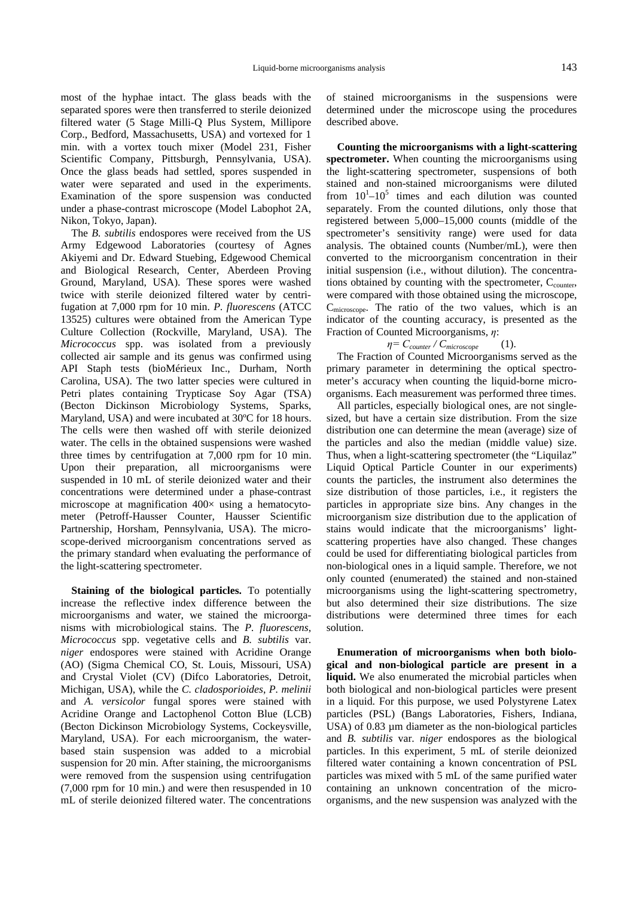most of the hyphae intact. The glass beads with the separated spores were then transferred to sterile deionized filtered water (5 Stage Milli-Q Plus System, Millipore Corp., Bedford, Massachusetts, USA) and vortexed for 1 min. with a vortex touch mixer (Model 231, Fisher Scientific Company, Pittsburgh, Pennsylvania, USA). Once the glass beads had settled, spores suspended in water were separated and used in the experiments. Examination of the spore suspension was conducted under a phase-contrast microscope (Model Labophot 2A, Nikon, Tokyo, Japan).

The *B. subtilis* endospores were received from the US Army Edgewood Laboratories (courtesy of Agnes Akiyemi and Dr. Edward Stuebing, Edgewood Chemical and Biological Research, Center, Aberdeen Proving Ground, Maryland, USA). These spores were washed twice with sterile deionized filtered water by centrifugation at 7,000 rpm for 10 min. *P. fluorescens* (ATCC 13525) cultures were obtained from the American Type Culture Collection (Rockville, Maryland, USA). The *Micrococcus* spp. was isolated from a previously collected air sample and its genus was confirmed using API Staph tests (bioMérieux Inc., Durham, North Carolina, USA). The two latter species were cultured in Petri plates containing Trypticase Soy Agar (TSA) (Becton Dickinson Microbiology Systems, Sparks, Maryland, USA) and were incubated at 30ºC for 18 hours. The cells were then washed off with sterile deionized water. The cells in the obtained suspensions were washed three times by centrifugation at 7,000 rpm for 10 min. Upon their preparation, all microorganisms were suspended in 10 mL of sterile deionized water and their concentrations were determined under a phase-contrast microscope at magnification 400× using a hematocytometer (Petroff-Hausser Counter, Hausser Scientific Partnership, Horsham, Pennsylvania, USA). The microscope-derived microorganism concentrations served as the primary standard when evaluating the performance of the light-scattering spectrometer.

**Staining of the biological particles.** To potentially increase the reflective index difference between the microorganisms and water, we stained the microorganisms with microbiological stains. The *P. fluorescens*, *Micrococcus* spp. vegetative cells and *B. subtilis* var. *niger* endospores were stained with Acridine Orange (AO) (Sigma Chemical CO, St. Louis, Missouri, USA) and Crystal Violet (CV) (Difco Laboratories, Detroit, Michigan, USA), while the *C. cladosporioides*, *P. melinii* and *A. versicolor* fungal spores were stained with Acridine Orange and Lactophenol Cotton Blue (LCB) (Becton Dickinson Microbiology Systems, Cockeysville, Maryland, USA). For each microorganism, the water-based stain suspension was added to a microbial suspension for 20 min. After staining, the microorganisms were removed from the suspension using centrifugation (7,000 rpm for 10 min.) and were then resuspended in 10 mL of sterile deionized filtered water. The concentrations of stained microorganisms in the suspensions were determined under the microscope using the procedures described above.

**Counting the microorganisms with a light-scattering spectrometer.** When counting the microorganisms using the light-scattering spectrometer, suspensions of both stained and non-stained microorganisms were diluted from $10^1$–$10^5$ times and each dilution was counted separately. From the counted dilutions, only those that registered between 5,000–15,000 counts (middle of the spectrometer's sensitivity range) were used for data analysis. The obtained counts (Number/mL), were then converted to the microorganism concentration in their initial suspension (i.e., without dilution). The concentrations obtained by counting with the spectrometer, $C_{counter}$, were compared with those obtained using the microscope, $C_{microscope}$. The ratio of the two values, which is an indicator of the counting accuracy, is presented as the Fraction of Counted Microorganisms, $\eta$:

$$\eta = C_{counter} / C_{microscope} \qquad (1).$$

The Fraction of Counted Microorganisms served as the primary parameter in determining the optical spectrometer's accuracy when counting the liquid-borne microorganisms. Each measurement was performed three times.

All particles, especially biological ones, are not single-sized, but have a certain size distribution. From the size distribution one can determine the mean (average) size of the particles and also the median (middle value) size. Thus, when a light-scattering spectrometer (the "Liquilaz" Liquid Optical Particle Counter in our experiments) counts the particles, the instrument also determines the size distribution of those particles, i.e., it registers the particles in appropriate size bins. Any changes in the microorganism size distribution due to the application of stains would indicate that the microorganisms' light-scattering properties have also changed. These changes could be used for differentiating biological particles from non-biological ones in a liquid sample. Therefore, we not only counted (enumerated) the stained and non-stained microorganisms using the light-scattering spectrometry, but also determined their size distributions. The size distributions were determined three times for each solution.

**Enumeration of microorganisms when both biological and non-biological particle are present in a liquid.** We also enumerated the microbial particles when both biological and non-biological particles were present in a liquid. For this purpose, we used Polystyrene Latex particles (PSL) (Bangs Laboratories, Fishers, Indiana, USA) of 0.83 µm diameter as the non-biological particles and *B. subtilis* var. *niger* endospores as the biological particles. In this experiment, 5 mL of sterile deionized filtered water containing a known concentration of PSL particles was mixed with 5 mL of the same purified water containing an unknown concentration of the microorganisms, and the new suspension was analyzed with the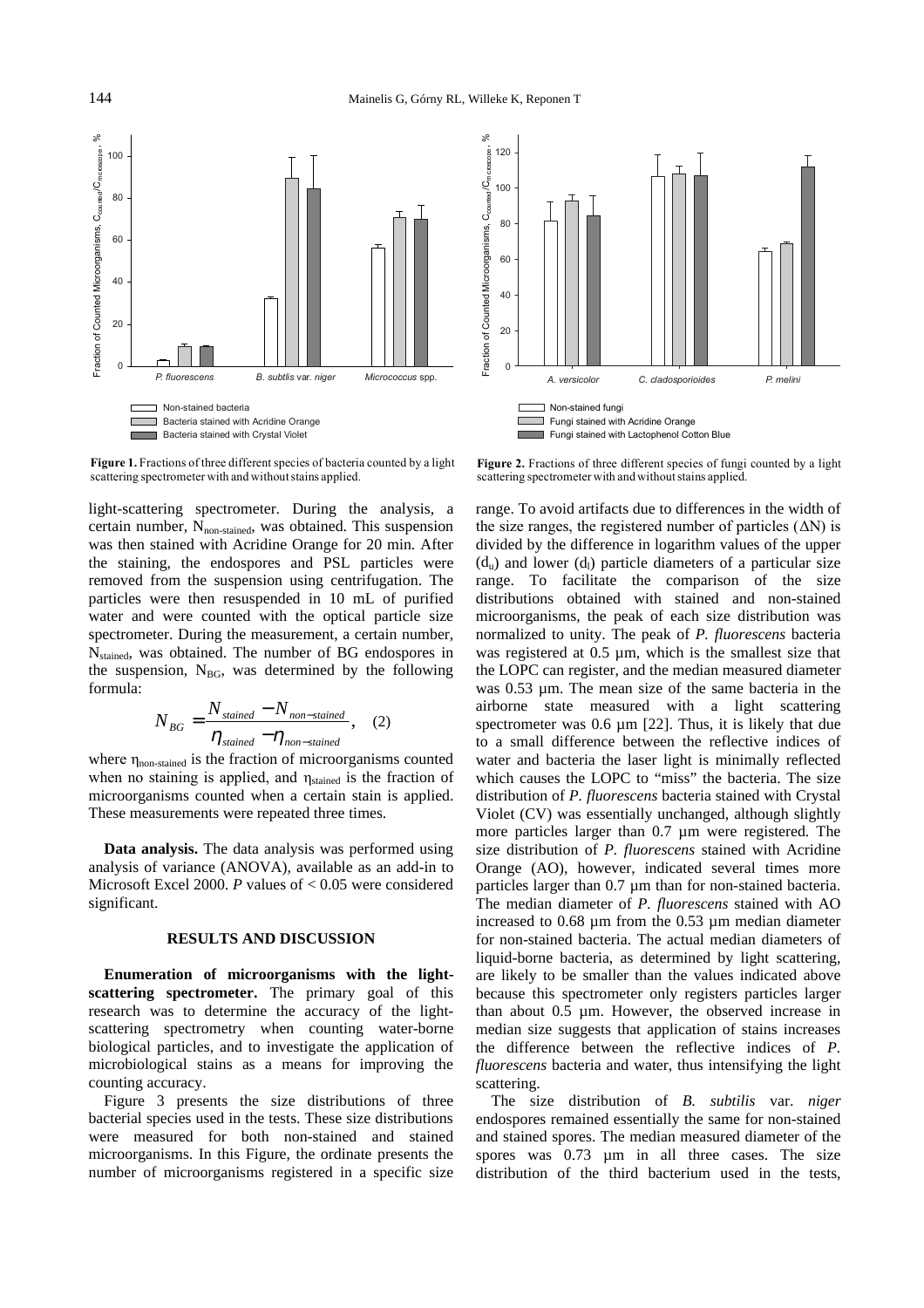**Figure 1.** Fractions of three different species of bacteria counted by a light scattering spectrometer with and without stains applied.

**Figure 2.** Fractions of three different species of fungi counted by a light scattering spectrometer with and without stains applied.

light-scattering spectrometer. During the analysis, a certain number, $N_{non-stained}$, was obtained. This suspension was then stained with Acridine Orange for 20 min. After the staining, the endospores and PSL particles were removed from the suspension using centrifugation. The particles were then resuspended in 10 mL of purified water and were counted with the optical particle size spectrometer. During the measurement, a certain number, $N_{stained}$, was obtained. The number of BG endospores in the suspension, $N_{BG}$, was determined by the following formula:

$$N_{BG} = \frac{N_{stained} - N_{non-stained}}{\eta_{stained} - \eta_{non-stained}}, \quad (2)$$

where $\eta_{non-stained}$ is the fraction of microorganisms counted when no staining is applied, and $\eta_{stained}$ is the fraction of microorganisms counted when a certain stain is applied. These measurements were repeated three times.

**Data analysis.** The data analysis was performed using analysis of variance (ANOVA), available as an add-in to Microsoft Excel 2000. *P* values of $< 0.05$ were considered significant.

## RESULTS AND DISCUSSION

**Enumeration of microorganisms with the light-scattering spectrometer.** The primary goal of this research was to determine the accuracy of the light-scattering spectrometry when counting water-borne biological particles, and to investigate the application of microbiological stains as a means for improving the counting accuracy.

Figure 3 presents the size distributions of three bacterial species used in the tests. These size distributions were measured for both non-stained and stained microorganisms. In this Figure, the ordinate presents the number of microorganisms registered in a specific size range. To avoid artifacts due to differences in the width of the size ranges, the registered number of particles ($\Delta N$) is divided by the difference in logarithm values of the upper ($d_u$) and lower ($d_l$) particle diameters of a particular size range. To facilitate the comparison of the size distributions obtained with stained and non-stained microorganisms, the peak of each size distribution was normalized to unity. The peak of *P. fluorescens* bacteria was registered at 0.5 µm, which is the smallest size that the LOPC can register, and the median measured diameter was 0.53 µm. The mean size of the same bacteria in the airborne state measured with a light scattering spectrometer was 0.6 µm [22]. Thus, it is likely that due to a small difference between the reflective indices of water and bacteria the laser light is minimally reflected which causes the LOPC to "miss" the bacteria. The size distribution of *P. fluorescens* bacteria stained with Crystal Violet (CV) was essentially unchanged, although slightly more particles larger than 0.7 µm were registered. The size distribution of *P. fluorescens* stained with Acridine Orange (AO), however, indicated several times more particles larger than 0.7 µm than for non-stained bacteria. The median diameter of *P. fluorescens* stained with AO increased to 0.68 µm from the 0.53 µm median diameter for non-stained bacteria. The actual median diameters of liquid-borne bacteria, as determined by light scattering, are likely to be smaller than the values indicated above because this spectrometer only registers particles larger than about 0.5 µm. However, the observed increase in median size suggests that application of stains increases the difference between the reflective indices of *P. fluorescens* bacteria and water, thus intensifying the light scattering.

The size distribution of *B. subtilis* var. *niger* endospores remained essentially the same for non-stained and stained spores. The median measured diameter of the spores was 0.73 µm in all three cases. The size distribution of the third bacterium used in the tests,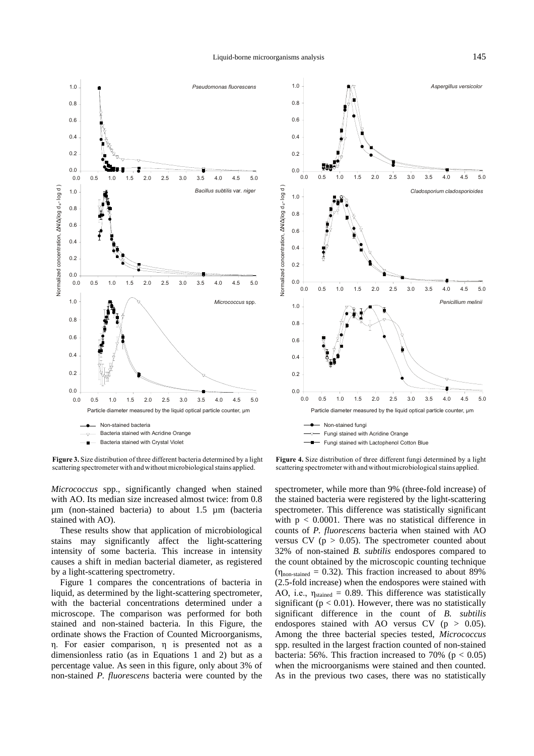**Figure 3.** Size distribution of three different bacteria determined by a light scattering spectrometer with and without microbiological stains applied.

**Figure 4.** Size distribution of three different fungi determined by a light scattering spectrometer with and without microbiological stains applied.

*Micrococcus* spp., significantly changed when stained with AO. Its median size increased almost twice: from 0.8 µm (non-stained bacteria) to about 1.5 µm (bacteria stained with AO).

These results show that application of microbiological stains may significantly affect the light-scattering intensity of some bacteria. This increase in intensity causes a shift in median bacterial diameter, as registered by a light-scattering spectrometry.

Figure 1 compares the concentrations of bacteria in liquid, as determined by the light-scattering spectrometer, with the bacterial concentrations determined under a microscope. The comparison was performed for both stained and non-stained bacteria. In this Figure, the ordinate shows the Fraction of Counted Microorganisms, η. For easier comparison, η is presented not as a dimensionless ratio (as in Equations 1 and 2) but as a percentage value. As seen in this figure, only about 3% of non-stained *P. fluorescens* bacteria were counted by the spectrometer, while more than 9% (three-fold increase) of the stained bacteria were registered by the light-scattering spectrometer. This difference was statistically significant with $p < 0.0001$. There was no statistical difference in counts of *P. fluorescens* bacteria when stained with AO versus CV ($p > 0.05$). The spectrometer counted about 32% of non-stained *B. subtilis* endospores compared to the count obtained by the microscopic counting technique ($\eta_{non\text{-}stained} = 0.32$). This fraction increased to about 89% (2.5-fold increase) when the endospores were stained with AO, i.e., $\eta_{stained} = 0.89$. This difference was statistically significant ($p < 0.01$). However, there was no statistically significant difference in the count of *B. subtilis* endospores stained with AO versus CV ($p > 0.05$). Among the three bacterial species tested, *Micrococcus* spp. resulted in the largest fraction counted of non-stained bacteria: 56%. This fraction increased to 70% ($p < 0.05$) when the microorganisms were stained and then counted. As in the previous two cases, there was no statistically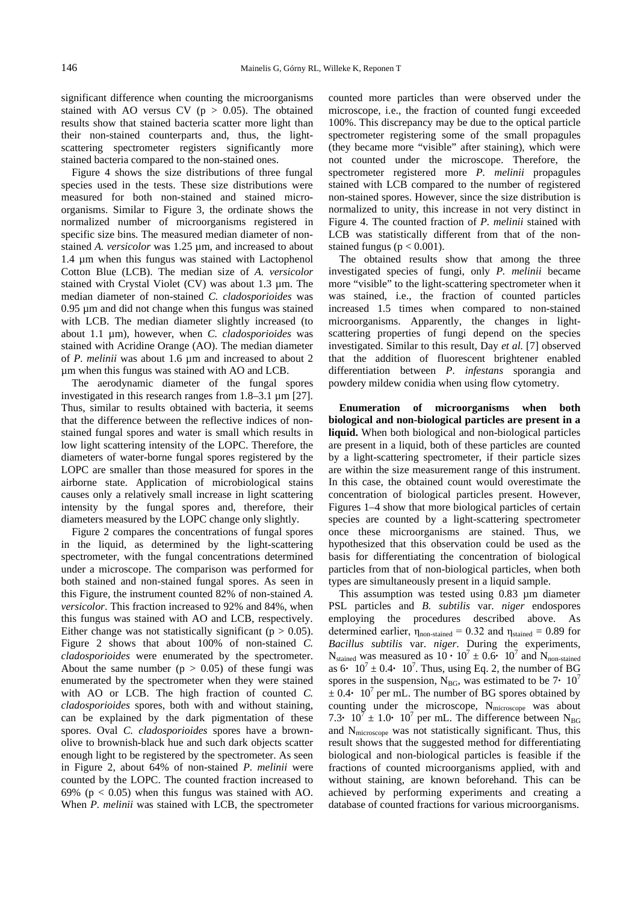significant difference when counting the microorganisms stained with AO versus CV ($p > 0.05$). The obtained results show that stained bacteria scatter more light than their non-stained counterparts and, thus, the light-scattering spectrometer registers significantly more stained bacteria compared to the non-stained ones.

Figure 4 shows the size distributions of three fungal species used in the tests. These size distributions were measured for both non-stained and stained microorganisms. Similar to Figure 3, the ordinate shows the normalized number of microorganisms registered in specific size bins. The measured median diameter of non-stained *A. versicolor* was 1.25 µm, and increased to about 1.4 µm when this fungus was stained with Lactophenol Cotton Blue (LCB). The median size of *A. versicolor* stained with Crystal Violet (CV) was about 1.3 µm. The median diameter of non-stained *C. cladosporioides* was 0.95 µm and did not change when this fungus was stained with LCB. The median diameter slightly increased (to about 1.1 µm), however, when *C. cladosporioides* was stained with Acridine Orange (AO). The median diameter of *P. melinii* was about 1.6 µm and increased to about 2 µm when this fungus was stained with AO and LCB.

The aerodynamic diameter of the fungal spores investigated in this research ranges from 1.8–3.1 µm [27]. Thus, similar to results obtained with bacteria, it seems that the difference between the reflective indices of non-stained fungal spores and water is small which results in low light scattering intensity of the LOPC. Therefore, the diameters of water-borne fungal spores registered by the LOPC are smaller than those measured for spores in the airborne state. Application of microbiological stains causes only a relatively small increase in light scattering intensity by the fungal spores and, therefore, their diameters measured by the LOPC change only slightly.

Figure 2 compares the concentrations of fungal spores in the liquid, as determined by the light-scattering spectrometer, with the fungal concentrations determined under a microscope. The comparison was performed for both stained and non-stained fungal spores. As seen in this Figure, the instrument counted 82% of non-stained *A. versicolor*. This fraction increased to 92% and 84%, when this fungus was stained with AO and LCB, respectively. Either change was not statistically significant ($p > 0.05$). Figure 2 shows that about 100% of non-stained *C. cladosporioides* were enumerated by the spectrometer. About the same number ($p > 0.05$) of these fungi was enumerated by the spectrometer when they were stained with AO or LCB. The high fraction of counted *C. cladosporioides* spores, both with and without staining, can be explained by the dark pigmentation of these spores. Oval *C. cladosporioides* spores have a brown-olive to brownish-black hue and such dark objects scatter enough light to be registered by the spectrometer. As seen in Figure 2, about 64% of non-stained *P. melinii* were counted by the LOPC. The counted fraction increased to 69% ($p < 0.05$) when this fungus was stained with AO. When *P. melinii* was stained with LCB, the spectrometer counted more particles than were observed under the microscope, i.e., the fraction of counted fungi exceeded 100%. This discrepancy may be due to the optical particle spectrometer registering some of the small propagules (they became more "visible" after staining), which were not counted under the microscope. Therefore, the spectrometer registered more *P. melinii* propagules stained with LCB compared to the number of registered non-stained spores. However, since the size distribution is normalized to unity, this increase in not very distinct in Figure 4. The counted fraction of *P. melinii* stained with LCB was statistically different from that of the non-stained fungus ($p < 0.001$).

The obtained results show that among the three investigated species of fungi, only *P. melinii* became more "visible" to the light-scattering spectrometer when it was stained, i.e., the fraction of counted particles increased 1.5 times when compared to non-stained microorganisms. Apparently, the changes in light-scattering properties of fungi depend on the species investigated. Similar to this result, Day *et al.* [7] observed that the addition of fluorescent brightener enabled differentiation between *P. infestans* sporangia and powdery mildew conidia when using flow cytometry.

**Enumeration of microorganisms when both biological and non-biological particles are present in a liquid.** When both biological and non-biological particles are present in a liquid, both of these particles are counted by a light-scattering spectrometer, if their particle sizes are within the size measurement range of this instrument. In this case, the obtained count would overestimate the concentration of biological particles present. However, Figures 1–4 show that more biological particles of certain species are counted by a light-scattering spectrometer once these microorganisms are stained. Thus, we hypothesized that this observation could be used as the basis for differentiating the concentration of biological particles from that of non-biological particles, when both types are simultaneously present in a liquid sample.

This assumption was tested using 0.83 µm diameter PSL particles and *B. subtilis* var. *niger* endospores employing the procedures described above. As determined earlier, $\eta_{non\text{-}stained} = 0.32$ and $\eta_{stained} = 0.89$ for *Bacillus subtilis* var. *niger*. During the experiments, $N_{stained}$ was measured as $10 \cdot 10^7 \pm 0.6 \cdot 10^7$ and $N_{non\text{-}stained}$ as $6 \cdot 10^7 \pm 0.4 \cdot 10^7$. Thus, using Eq. 2, the number of BG spores in the suspension, $N_{BG}$, was estimated to be $7 \cdot 10^7 \pm 0.4 \cdot 10^7$ per mL. The number of BG spores obtained by counting under the microscope, $N_{microscope}$ was about $7.3 \cdot 10^7 \pm 1.0 \cdot 10^7$ per mL. The difference between $N_{BG}$ and $N_{microscope}$ was not statistically significant. Thus, this result shows that the suggested method for differentiating biological and non-biological particles is feasible if the fractions of counted microorganisms applied, with and without staining, are known beforehand. This can be achieved by performing experiments and creating a database of counted fractions for various microorganisms.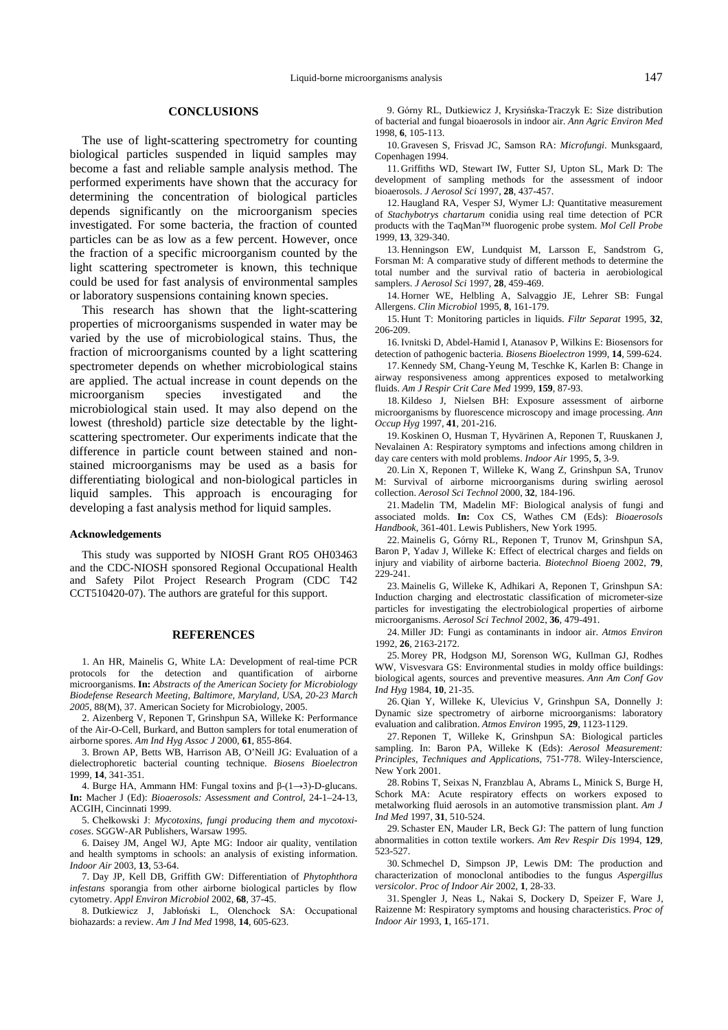## CONCLUSIONS

The use of light-scattering spectrometry for counting biological particles suspended in liquid samples may become a fast and reliable sample analysis method. The performed experiments have shown that the accuracy for determining the concentration of biological particles depends significantly on the microorganism species investigated. For some bacteria, the fraction of counted particles can be as low as a few percent. However, once the fraction of a specific microorganism counted by the light scattering spectrometer is known, this technique could be used for fast analysis of environmental samples or laboratory suspensions containing known species.

This research has shown that the light-scattering properties of microorganisms suspended in water may be varied by the use of microbiological stains. Thus, the fraction of microorganisms counted by a light scattering spectrometer depends on whether microbiological stains are applied. The actual increase in count depends on the microorganism species investigated and the microbiological stain used. It may also depend on the lowest (threshold) particle size detectable by the light-scattering spectrometer. Our experiments indicate that the difference in particle count between stained and non-stained microorganisms may be used as a basis for differentiating biological and non-biological particles in liquid samples. This approach is encouraging for developing a fast analysis method for liquid samples.

### Acknowledgements

This study was supported by NIOSH Grant RO5 OH03463 and the CDC-NIOSH sponsored Regional Occupational Health and Safety Pilot Project Research Program (CDC T42 CCT510420-07). The authors are grateful for this support.

## REFERENCES

1. An HR, Mainelis G, White LA: Development of real-time PCR protocols for the detection and quantification of airborne microorganisms. **In:** *Abstracts of the American Society for Microbiology Biodefense Research Meeting, Baltimore, Maryland, USA, 20-23 March 2005*, 88(M), 37. American Society for Microbiology, 2005.

2. Aizenberg V, Reponen T, Grinshpun SA, Willeke K: Performance of the Air-O-Cell, Burkard, and Button samplers for total enumeration of airborne spores. *Am Ind Hyg Assoc J* 2000, **61**, 855-864.

3. Brown AP, Betts WB, Harrison AB, O'Neill JG: Evaluation of a dielectrophoretic bacterial counting technique. *Biosens Bioelectron* 1999, **14**, 341-351.

4. Burge HA, Ammann HM: Fungal toxins and β-(1→3)-D-glucans. **In:** Macher J (Ed): *Bioaerosols: Assessment and Control*, 24-1–24-13, ACGIH, Cincinnati 1999.

5. Chełkowski J: *Mycotoxins, fungi producing them and mycotoxicoses*. SGGW-AR Publishers, Warsaw 1995.

6. Daisey JM, Angel WJ, Apte MG: Indoor air quality, ventilation and health symptoms in schools: an analysis of existing information. *Indoor Air* 2003, **13**, 53-64.

7. Day JP, Kell DB, Griffith GW: Differentiation of *Phytophthora infestans* sporangia from other airborne biological particles by flow cytometry. *Appl Environ Microbiol* 2002, **68**, 37-45.

8. Dutkiewicz J, Jabłoński L, Olenchock SA: Occupational biohazards: a review. *Am J Ind Med* 1998, **14**, 605-623.

9. Górny RL, Dutkiewicz J, Krysińska-Traczyk E: Size distribution of bacterial and fungal bioaerosols in indoor air. *Ann Agric Environ Med* 1998, **6**, 105-113.

10. Gravesen S, Frisvad JC, Samson RA: *Microfungi*. Munksgaard, Copenhagen 1994.

11. Griffiths WD, Stewart IW, Futter SJ, Upton SL, Mark D: The development of sampling methods for the assessment of indoor bioaerosols. *J Aerosol Sci* 1997, **28**, 437-457.

12. Haugland RA, Vesper SJ, Wymer LJ: Quantitative measurement of *Stachybotrys chartarum* conidia using real time detection of PCR products with the TaqMan™ fluorogenic probe system. *Mol Cell Probe* 1999, **13**, 329-340.

13. Henningson EW, Lundquist M, Larsson E, Sandstrom G, Forsman M: A comparative study of different methods to determine the total number and the survival ratio of bacteria in aerobiological samplers. *J Aerosol Sci* 1997, **28**, 459-469.

14. Horner WE, Helbling A, Salvaggio JE, Lehrer SB: Fungal Allergens. *Clin Microbiol* 1995, **8**, 161-179.

15. Hunt T: Monitoring particles in liquids. *Filtr Separat* 1995, **32**, 206-209.

16. Ivnitski D, Abdel-Hamid I, Atanasov P, Wilkins E: Biosensors for detection of pathogenic bacteria. *Biosens Bioelectron* 1999, **14**, 599-624.

17. Kennedy SM, Chang-Yeung M, Teschke K, Karlen B: Change in airway responsiveness among apprentices exposed to metalworking fluids. *Am J Respir Crit Care Med* 1999, **159**, 87-93.

18. Kildeso J, Nielsen BH: Exposure assessment of airborne microorganisms by fluorescence microscopy and image processing. *Ann Occup Hyg* 1997, **41**, 201-216.

19. Koskinen O, Husman T, Hyvärinen A, Reponen T, Ruuskanen J, Nevalainen A: Respiratory symptoms and infections among children in day care centers with mold problems. *Indoor Air* 1995, **5**, 3-9.

20. Lin X, Reponen T, Willeke K, Wang Z, Grinshpun SA, Trunov M: Survival of airborne microorganisms during swirling aerosol collection. *Aerosol Sci Technol* 2000, **32**, 184-196.

21. Madelin TM, Madelin MF: Biological analysis of fungi and associated molds. **In:** Cox CS, Wathes CM (Eds): *Bioaerosols Handbook*, 361-401. Lewis Publishers, New York 1995.

22. Mainelis G, Górny RL, Reponen T, Trunov M, Grinshpun SA, Baron P, Yadav J, Willeke K: Effect of electrical charges and fields on injury and viability of airborne bacteria. *Biotechnol Bioeng* 2002, **79**, 229-241.

23. Mainelis G, Willeke K, Adhikari A, Reponen T, Grinshpun SA: Induction charging and electrostatic classification of micrometer-size particles for investigating the electrobiological properties of airborne microorganisms. *Aerosol Sci Technol* 2002, **36**, 479-491.

24. Miller JD: Fungi as contaminants in indoor air. *Atmos Environ* 1992, **26**, 2163-2172.

25. Morey PR, Hodgson MJ, Sorenson WG, Kullman GJ, Rodhes WW, Visvesvara GS: Environmental studies in moldy office buildings: biological agents, sources and preventive measures. *Ann Am Conf Gov Ind Hyg* 1984, **10**, 21-35.

26. Qian Y, Willeke K, Ulevicius V, Grinshpun SA, Donnelly J: Dynamic size spectrometry of airborne microorganisms: laboratory evaluation and calibration. *Atmos Environ* 1995, **29**, 1123-1129.

27. Reponen T, Willeke K, Grinshpun SA: Biological particles sampling. In: Baron PA, Willeke K (Eds): *Aerosol Measurement: Principles, Techniques and Applications*, 751-778. Wiley-Interscience, New York 2001.

28. Robins T, Seixas N, Franzblau A, Abrams L, Minick S, Burge H, Schork MA: Acute respiratory effects on workers exposed to metalworking fluid aerosols in an automotive transmission plant. *Am J Ind Med* 1997, **31**, 510-524.

29. Schaster EN, Mauder LR, Beck GJ: The pattern of lung function abnormalities in cotton textile workers. *Am Rev Respir Dis* 1994, **129**, 523-527.

30. Schmechel D, Simpson JP, Lewis DM: The production and characterization of monoclonal antibodies to the fungus *Aspergillus versicolor*. *Proc of Indoor Air* 2002, **1**, 28-33.

31. Spengler J, Neas L, Nakai S, Dockery D, Speizer F, Ware J, Raizenne M: Respiratory symptoms and housing characteristics. *Proc of Indoor Air* 1993, **1**, 165-171.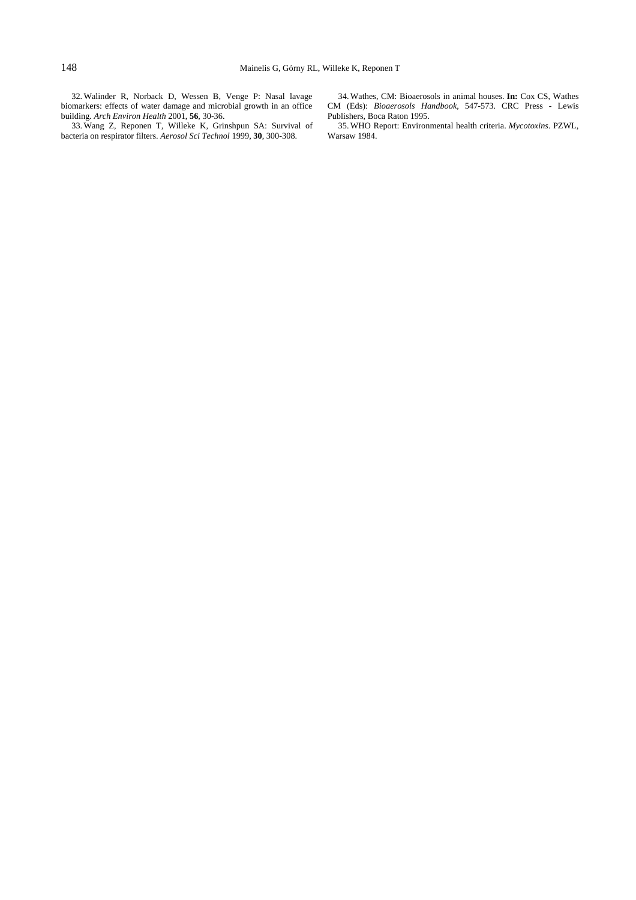32. Walinder R, Norback D, Wessen B, Venge P: Nasal lavage biomarkers: effects of water damage and microbial growth in an office building. *Arch Environ Health* 2001, **56**, 30-36.

33. Wang Z, Reponen T, Willeke K, Grinshpun SA: Survival of bacteria on respirator filters. *Aerosol Sci Technol* 1999, **30**, 300-308.

34. Wathes, CM: Bioaerosols in animal houses. **In:** Cox CS, Wathes CM (Eds): *Bioaerosols Handbook*, 547-573. CRC Press - Lewis Publishers, Boca Raton 1995.

35. WHO Report: Environmental health criteria. *Mycotoxins*. PZWL, Warsaw 1984.